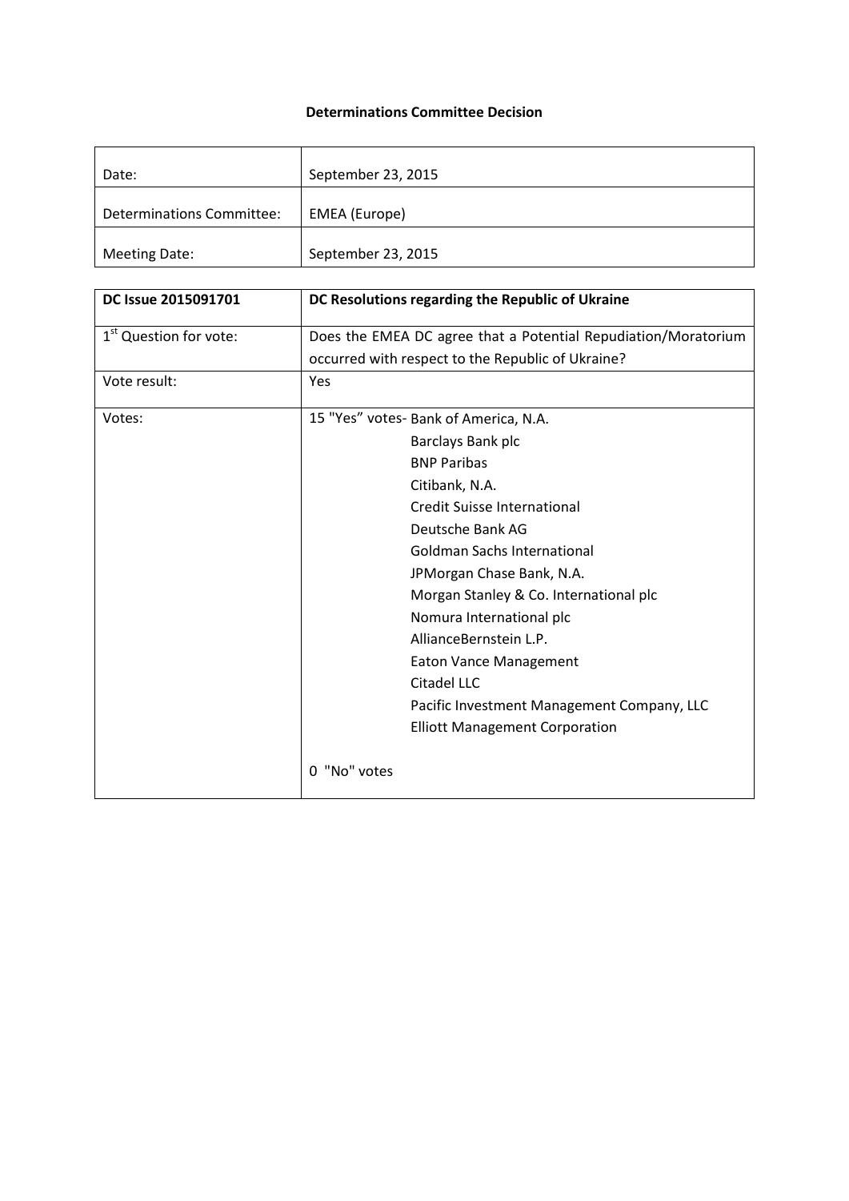**Determinations Committee Decision**

| Date: | September 23, 2015 |
| --- | --- |
| Determinations Committee: | EMEA (Europe) |
| Meeting Date: | September 23, 2015 |

| DC Issue 2015091701 | DC Resolutions regarding the Republic of Ukraine |
| --- | --- |
| 1st Question for vote: | Does the EMEA DC agree that a Potential Repudiation/Moratorium occurred with respect to the Republic of Ukraine? |
| Vote result: | Yes |
| Votes: | 15 "Yes" votes- Bank of America, N.A.<br>Barclays Bank plc<br>BNP Paribas<br>Citibank, N.A.<br>Credit Suisse International<br>Deutsche Bank AG<br>Goldman Sachs International<br>JPMorgan Chase Bank, N.A.<br>Morgan Stanley & Co. International plc<br>Nomura International plc<br>AllianceBernstein L.P.<br>Eaton Vance Management<br>Citadel LLC<br>Pacific Investment Management Company, LLC<br>Elliott Management Corporation<br><br>0 "No" votes |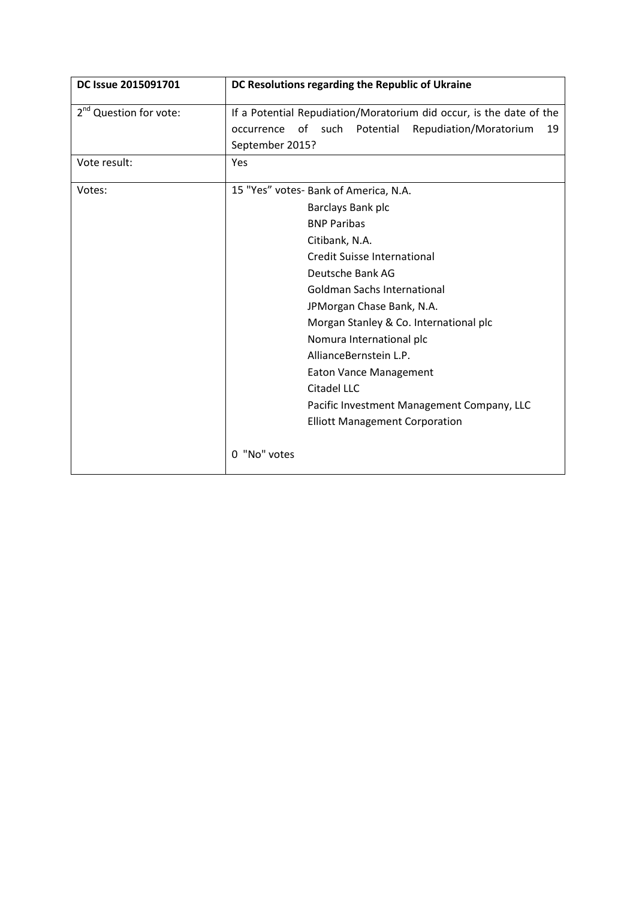| **DC Issue 2015091701** | **DC Resolutions regarding the Republic of Ukraine** |
| --- | --- |
| 2[nd] Question for vote: | If a Potential Repudiation/Moratorium did occur, is the date of the occurrence of such Potential Repudiation/Moratorium 19 September 2015? |
| Vote result: | Yes |
| Votes: | 15 "Yes" votes- Bank of America, N.A.<br>Barclays Bank plc<br>BNP Paribas<br>Citibank, N.A.<br>Credit Suisse International<br>Deutsche Bank AG<br>Goldman Sachs International<br>JPMorgan Chase Bank, N.A.<br>Morgan Stanley & Co. International plc<br>Nomura International plc<br>AllianceBernstein L.P.<br>Eaton Vance Management<br>Citadel LLC<br>Pacific Investment Management Company, LLC<br>Elliott Management Corporation<br><br>0 "No" votes |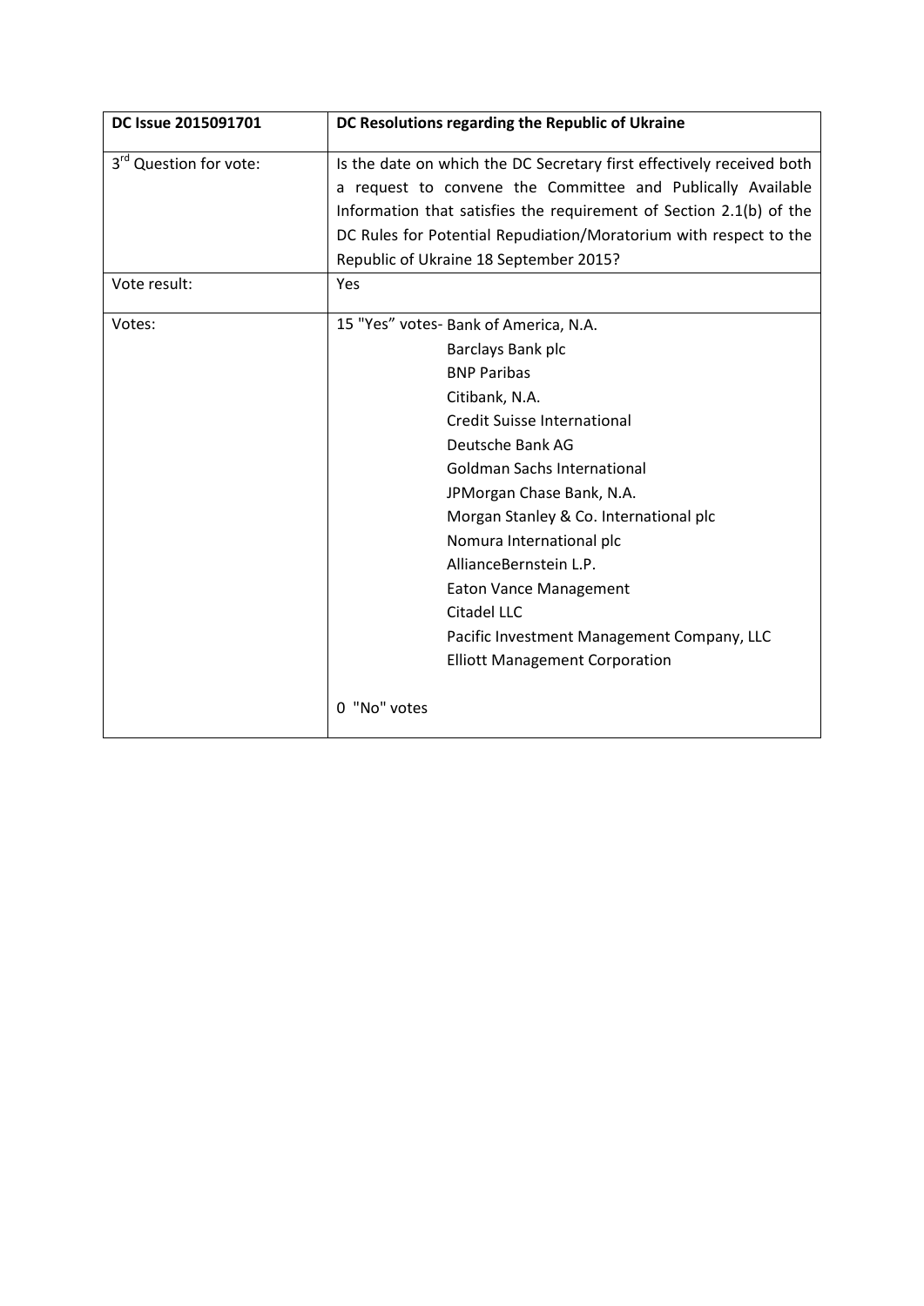| DC Issue 2015091701 | DC Resolutions regarding the Republic of Ukraine |
| --- | --- |
| 3rd Question for vote: | Is the date on which the DC Secretary first effectively received both a request to convene the Committee and Publically Available Information that satisfies the requirement of Section 2.1(b) of the DC Rules for Potential Repudiation/Moratorium with respect to the Republic of Ukraine 18 September 2015? |
| Vote result: | Yes |
| Votes: | 15 "Yes" votes- Bank of America, N.A.<br>Barclays Bank plc<br>BNP Paribas<br>Citibank, N.A.<br>Credit Suisse International<br>Deutsche Bank AG<br>Goldman Sachs International<br>JPMorgan Chase Bank, N.A.<br>Morgan Stanley & Co. International plc<br>Nomura International plc<br>AllianceBernstein L.P.<br>Eaton Vance Management<br>Citadel LLC<br>Pacific Investment Management Company, LLC<br>Elliott Management Corporation<br><br>0 "No" votes |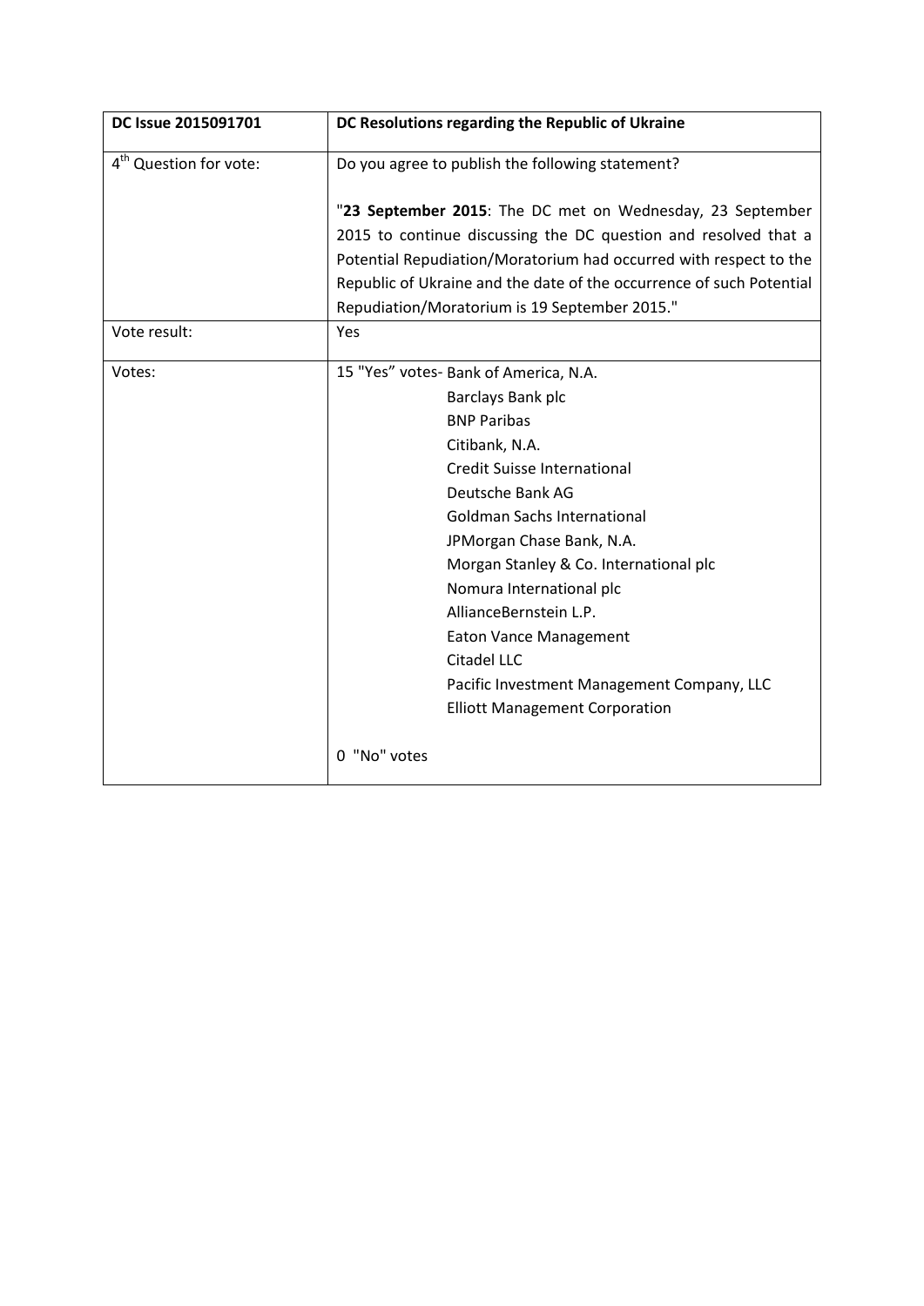| **DC Issue 2015091701** | **DC Resolutions regarding the Republic of Ukraine** |
|---|---|
| 4th Question for vote: | Do you agree to publish the following statement?<br><br>"**23 September 2015**: The DC met on Wednesday, 23 September 2015 to continue discussing the DC question and resolved that a Potential Repudiation/Moratorium had occurred with respect to the Republic of Ukraine and the date of the occurrence of such Potential Repudiation/Moratorium is 19 September 2015." |
| Vote result: | Yes |
| Votes: | 15 "Yes" votes- Bank of America, N.A.<br>Barclays Bank plc<br>BNP Paribas<br>Citibank, N.A.<br>Credit Suisse International<br>Deutsche Bank AG<br>Goldman Sachs International<br>JPMorgan Chase Bank, N.A.<br>Morgan Stanley & Co. International plc<br>Nomura International plc<br>AllianceBernstein L.P.<br>Eaton Vance Management<br>Citadel LLC<br>Pacific Investment Management Company, LLC<br>Elliott Management Corporation<br><br>0 "No" votes |